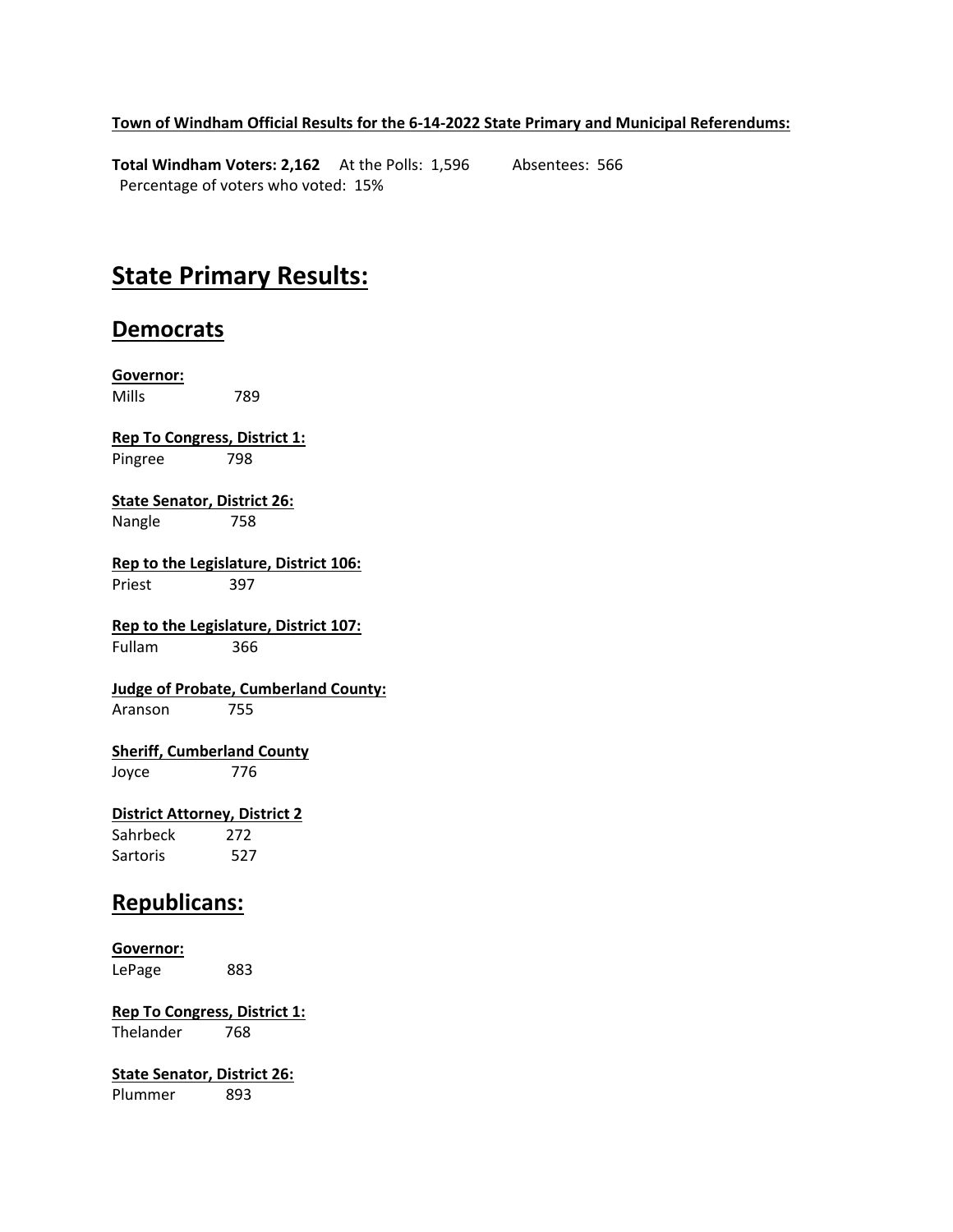**Town of Windham Official Results for the 6-14-2022 State Primary and Municipal Referendums:**

**Total Windham Voters: 2,162** At the Polls: 1,596 Absentees: 566
Percentage of voters who voted: 15%

# State Primary Results:

## Democrats

**Governor:**
Mills 789

**Rep To Congress, District 1:**
Pingree 798

**State Senator, District 26:**
Nangle 758

**Rep to the Legislature, District 106:**
Priest 397

**Rep to the Legislature, District 107:**
Fullam 366

**Judge of Probate, Cumberland County:**
Aranson 755

**Sheriff, Cumberland County**
Joyce 776

**District Attorney, District 2**
Sahrbeck 272
Sartoris 527

## Republicans:

**Governor:**
LePage 883

**Rep To Congress, District 1:**
Thelander 768

**State Senator, District 26:**
Plummer 893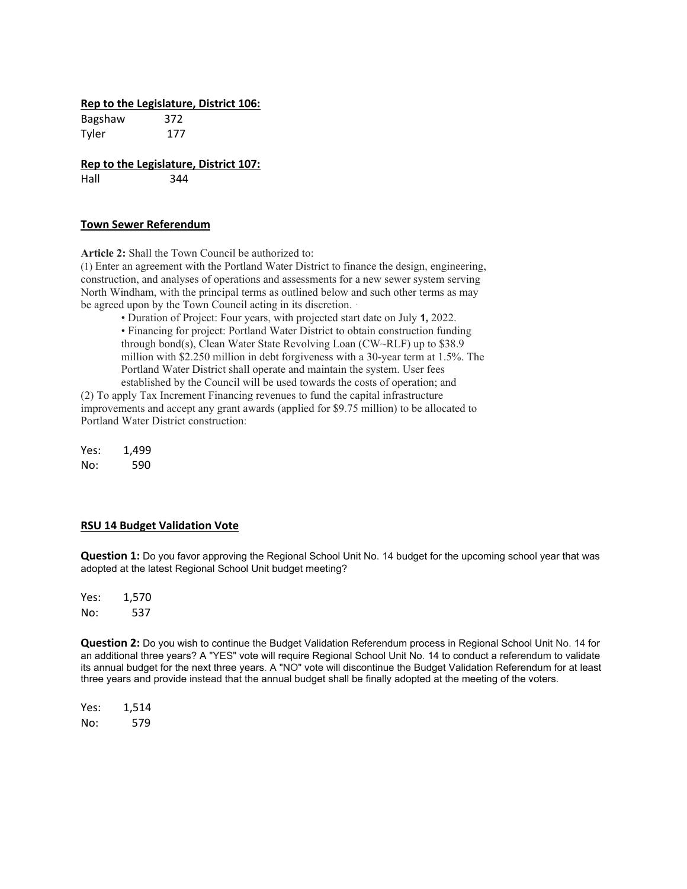**Rep to the Legislature, District 106:**

Bagshaw 372
Tyler 177

**Rep to the Legislature, District 107:**

Hall 344

**Town Sewer Referendum**

**Article 2:** Shall the Town Council be authorized to:
(1) Enter an agreement with the Portland Water District to finance the design, engineering, construction, and analyses of operations and assessments for a new sewer system serving North Windham, with the principal terms as outlined below and such other terms as may be agreed upon by the Town Council acting in its discretion.

- Duration of Project: Four years, with projected start date on July **1,** 2022.
- Financing for project: Portland Water District to obtain construction funding through bond(s), Clean Water State Revolving Loan (CW~RLF) up to $38.9 million with $2.250 million in debt forgiveness with a 30-year term at 1.5%. The Portland Water District shall operate and maintain the system. User fees established by the Council will be used towards the costs of operation; and

(2) To apply Tax Increment Financing revenues to fund the capital infrastructure improvements and accept any grant awards (applied for $9.75 million) to be allocated to Portland Water District construction:

Yes: 1,499
No: 590

**RSU 14 Budget Validation Vote**

**Question 1:** Do you favor approving the Regional School Unit No. 14 budget for the upcoming school year that was adopted at the latest Regional School Unit budget meeting?

Yes: 1,570
No: 537

**Question 2:** Do you wish to continue the Budget Validation Referendum process in Regional School Unit No. 14 for an additional three years? A "YES" vote will require Regional School Unit No. 14 to conduct a referendum to validate its annual budget for the next three years. A "NO" vote will discontinue the Budget Validation Referendum for at least three years and provide instead that the annual budget shall be finally adopted at the meeting of the voters.

Yes: 1,514
No: 579